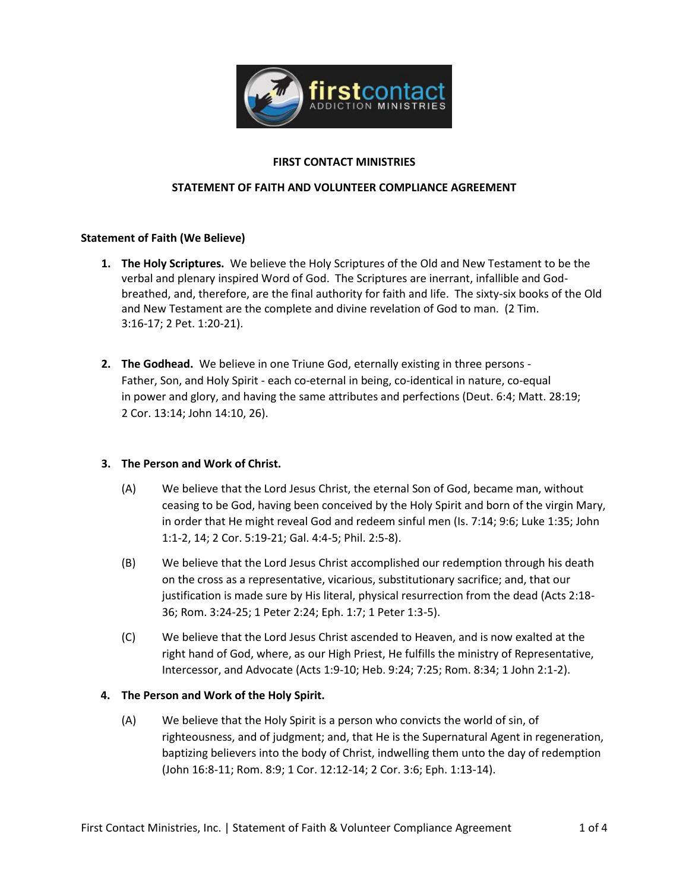# FIRST CONTACT MINISTRIES

## STATEMENT OF FAITH AND VOLUNTEER COMPLIANCE AGREEMENT

**Statement of Faith (We Believe)**

1. **The Holy Scriptures.** We believe the Holy Scriptures of the Old and New Testament to be the verbal and plenary inspired Word of God. The Scriptures are inerrant, infallible and God-breathed, and, therefore, are the final authority for faith and life. The sixty-six books of the Old and New Testament are the complete and divine revelation of God to man. (2 Tim. 3:16-17; 2 Pet. 1:20-21).

2. **The Godhead.** We believe in one Triune God, eternally existing in three persons - Father, Son, and Holy Spirit - each co-eternal in being, co-identical in nature, co-equal in power and glory, and having the same attributes and perfections (Deut. 6:4; Matt. 28:19; 2 Cor. 13:14; John 14:10, 26).

3. **The Person and Work of Christ.**

   (A) We believe that the Lord Jesus Christ, the eternal Son of God, became man, without ceasing to be God, having been conceived by the Holy Spirit and born of the virgin Mary, in order that He might reveal God and redeem sinful men (Is. 7:14; 9:6; Luke 1:35; John 1:1-2, 14; 2 Cor. 5:19-21; Gal. 4:4-5; Phil. 2:5-8).

   (B) We believe that the Lord Jesus Christ accomplished our redemption through his death on the cross as a representative, vicarious, substitutionary sacrifice; and, that our justification is made sure by His literal, physical resurrection from the dead (Acts 2:18-36; Rom. 3:24-25; 1 Peter 2:24; Eph. 1:7; 1 Peter 1:3-5).

   (C) We believe that the Lord Jesus Christ ascended to Heaven, and is now exalted at the right hand of God, where, as our High Priest, He fulfills the ministry of Representative, Intercessor, and Advocate (Acts 1:9-10; Heb. 9:24; 7:25; Rom. 8:34; 1 John 2:1-2).

4. **The Person and Work of the Holy Spirit.**

   (A) We believe that the Holy Spirit is a person who convicts the world of sin, of righteousness, and of judgment; and, that He is the Supernatural Agent in regeneration, baptizing believers into the body of Christ, indwelling them unto the day of redemption (John 16:8-11; Rom. 8:9; 1 Cor. 12:12-14; 2 Cor. 3:6; Eph. 1:13-14).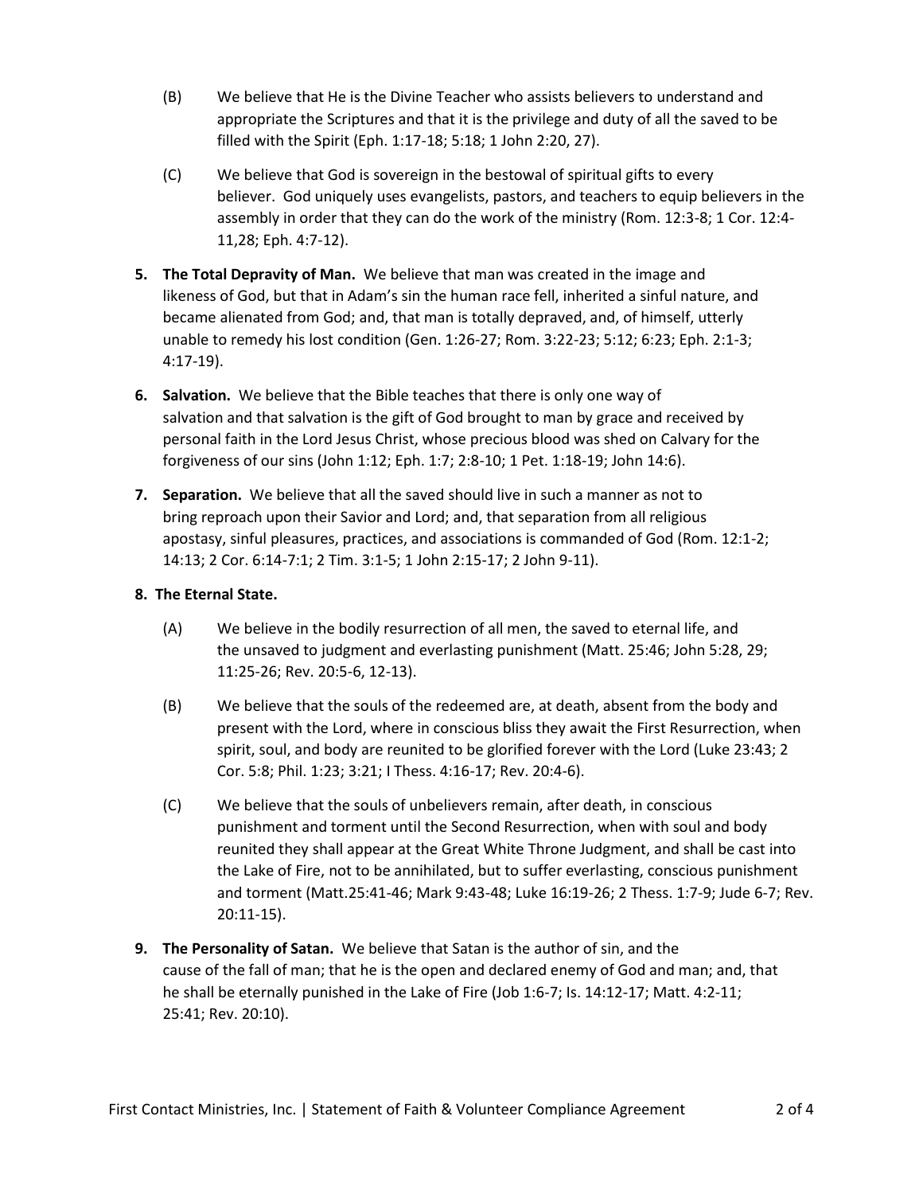(B) We believe that He is the Divine Teacher who assists believers to understand and appropriate the Scriptures and that it is the privilege and duty of all the saved to be filled with the Spirit (Eph. 1:17-18; 5:18; 1 John 2:20, 27).

(C) We believe that God is sovereign in the bestowal of spiritual gifts to every believer. God uniquely uses evangelists, pastors, and teachers to equip believers in the assembly in order that they can do the work of the ministry (Rom. 12:3-8; 1 Cor. 12:4-11,28; Eph. 4:7-12).

5. **The Total Depravity of Man.** We believe that man was created in the image and likeness of God, but that in Adam's sin the human race fell, inherited a sinful nature, and became alienated from God; and, that man is totally depraved, and, of himself, utterly unable to remedy his lost condition (Gen. 1:26-27; Rom. 3:22-23; 5:12; 6:23; Eph. 2:1-3; 4:17-19).

6. **Salvation.** We believe that the Bible teaches that there is only one way of salvation and that salvation is the gift of God brought to man by grace and received by personal faith in the Lord Jesus Christ, whose precious blood was shed on Calvary for the forgiveness of our sins (John 1:12; Eph. 1:7; 2:8-10; 1 Pet. 1:18-19; John 14:6).

7. **Separation.** We believe that all the saved should live in such a manner as not to bring reproach upon their Savior and Lord; and, that separation from all religious apostasy, sinful pleasures, practices, and associations is commanded of God (Rom. 12:1-2; 14:13; 2 Cor. 6:14-7:1; 2 Tim. 3:1-5; 1 John 2:15-17; 2 John 9-11).

8. **The Eternal State.**

(A) We believe in the bodily resurrection of all men, the saved to eternal life, and the unsaved to judgment and everlasting punishment (Matt. 25:46; John 5:28, 29; 11:25-26; Rev. 20:5-6, 12-13).

(B) We believe that the souls of the redeemed are, at death, absent from the body and present with the Lord, where in conscious bliss they await the First Resurrection, when spirit, soul, and body are reunited to be glorified forever with the Lord (Luke 23:43; 2 Cor. 5:8; Phil. 1:23; 3:21; I Thess. 4:16-17; Rev. 20:4-6).

(C) We believe that the souls of unbelievers remain, after death, in conscious punishment and torment until the Second Resurrection, when with soul and body reunited they shall appear at the Great White Throne Judgment, and shall be cast into the Lake of Fire, not to be annihilated, but to suffer everlasting, conscious punishment and torment (Matt.25:41-46; Mark 9:43-48; Luke 16:19-26; 2 Thess. 1:7-9; Jude 6-7; Rev. 20:11-15).

9. **The Personality of Satan.** We believe that Satan is the author of sin, and the cause of the fall of man; that he is the open and declared enemy of God and man; and, that he shall be eternally punished in the Lake of Fire (Job 1:6-7; Is. 14:12-17; Matt. 4:2-11; 25:41; Rev. 20:10).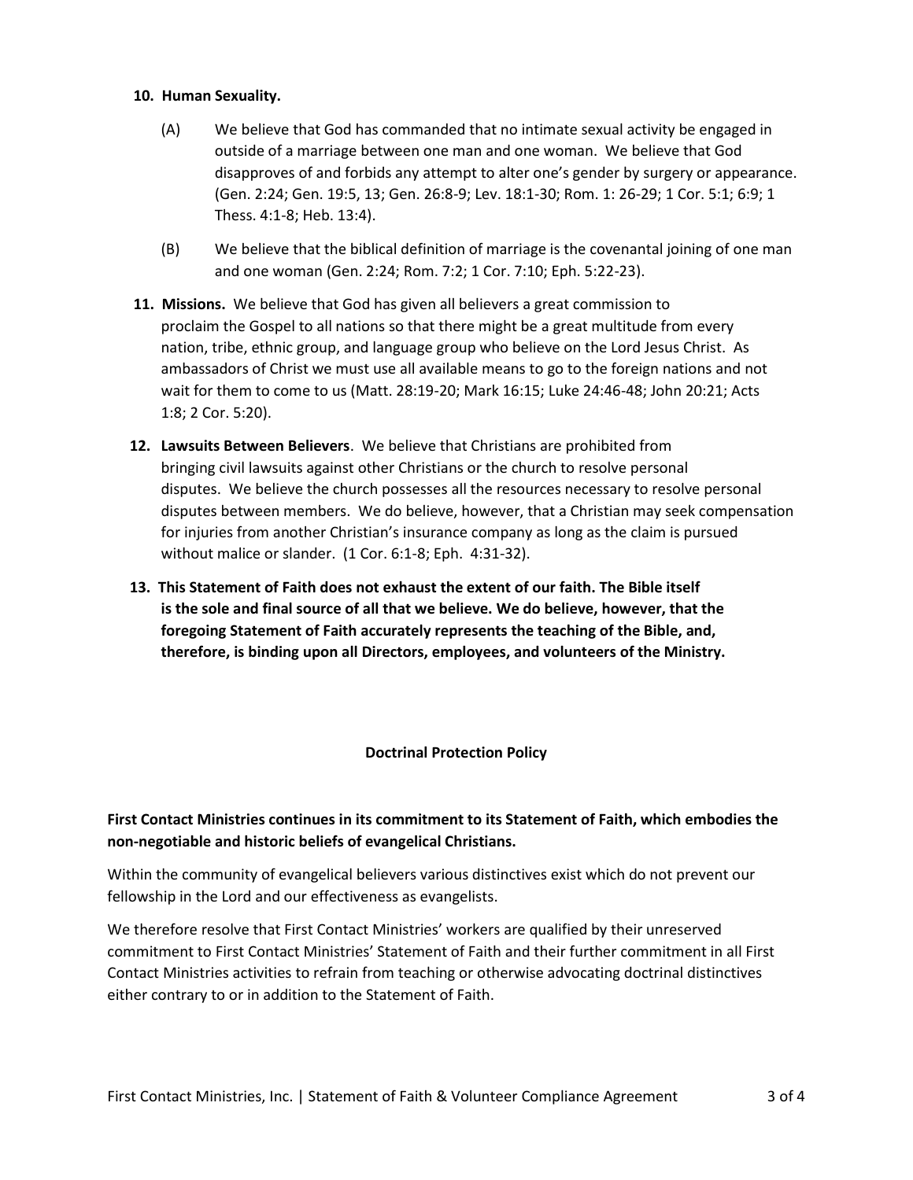**10. Human Sexuality.**

(A) We believe that God has commanded that no intimate sexual activity be engaged in outside of a marriage between one man and one woman. We believe that God disapproves of and forbids any attempt to alter one's gender by surgery or appearance. (Gen. 2:24; Gen. 19:5, 13; Gen. 26:8-9; Lev. 18:1-30; Rom. 1: 26-29; 1 Cor. 5:1; 6:9; 1 Thess. 4:1-8; Heb. 13:4).

(B) We believe that the biblical definition of marriage is the covenantal joining of one man and one woman (Gen. 2:24; Rom. 7:2; 1 Cor. 7:10; Eph. 5:22-23).

**11. Missions.** We believe that God has given all believers a great commission to proclaim the Gospel to all nations so that there might be a great multitude from every nation, tribe, ethnic group, and language group who believe on the Lord Jesus Christ. As ambassadors of Christ we must use all available means to go to the foreign nations and not wait for them to come to us (Matt. 28:19-20; Mark 16:15; Luke 24:46-48; John 20:21; Acts 1:8; 2 Cor. 5:20).

**12. Lawsuits Between Believers**. We believe that Christians are prohibited from bringing civil lawsuits against other Christians or the church to resolve personal disputes. We believe the church possesses all the resources necessary to resolve personal disputes between members. We do believe, however, that a Christian may seek compensation for injuries from another Christian's insurance company as long as the claim is pursued without malice or slander. (1 Cor. 6:1-8; Eph. 4:31-32).

**13. This Statement of Faith does not exhaust the extent of our faith. The Bible itself is the sole and final source of all that we believe. We do believe, however, that the foregoing Statement of Faith accurately represents the teaching of the Bible, and, therefore, is binding upon all Directors, employees, and volunteers of the Ministry.**

## Doctrinal Protection Policy

**First Contact Ministries continues in its commitment to its Statement of Faith, which embodies the non-negotiable and historic beliefs of evangelical Christians.**

Within the community of evangelical believers various distinctives exist which do not prevent our fellowship in the Lord and our effectiveness as evangelists.

We therefore resolve that First Contact Ministries' workers are qualified by their unreserved commitment to First Contact Ministries' Statement of Faith and their further commitment in all First Contact Ministries activities to refrain from teaching or otherwise advocating doctrinal distinctives either contrary to or in addition to the Statement of Faith.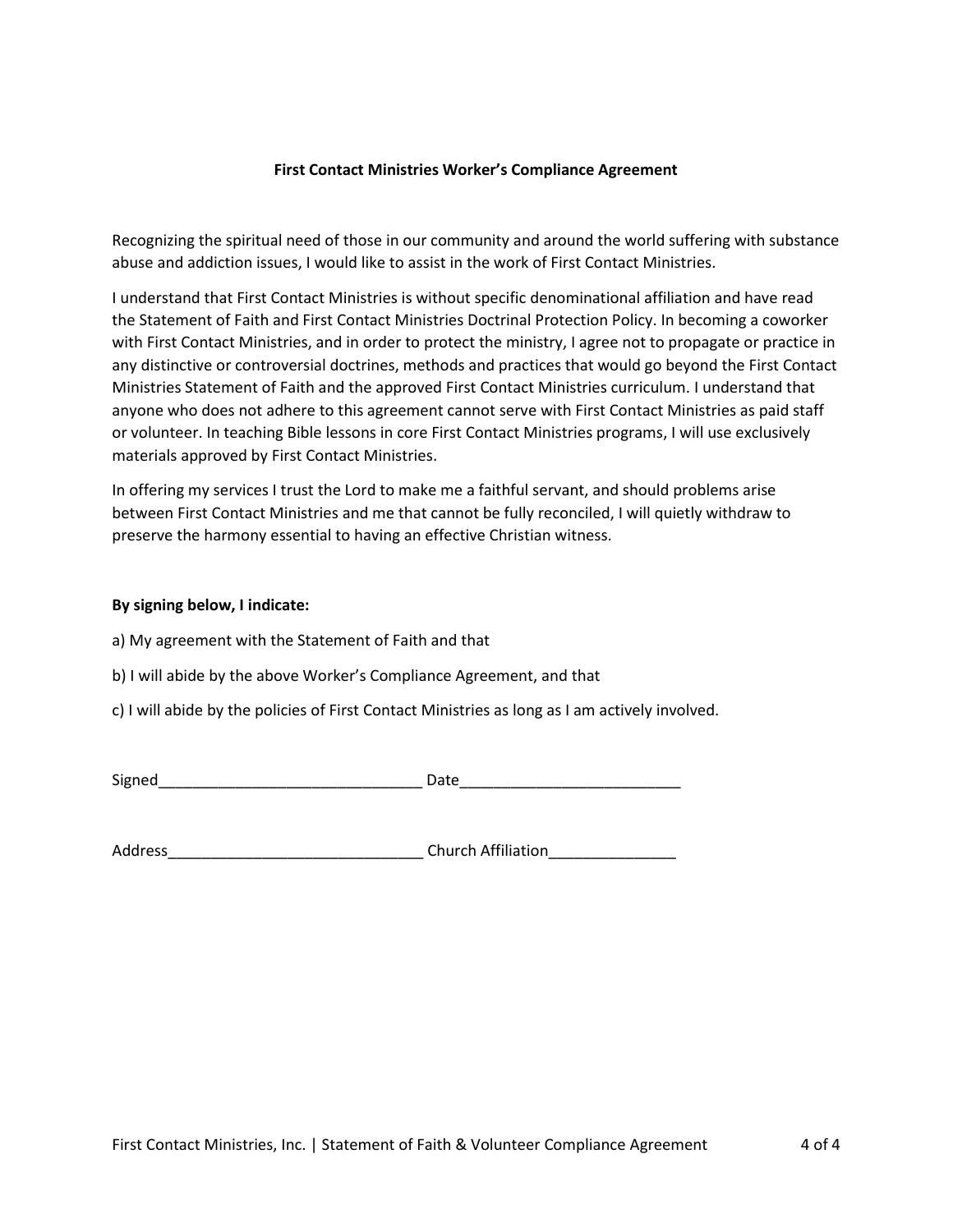**First Contact Ministries Worker's Compliance Agreement**

Recognizing the spiritual need of those in our community and around the world suffering with substance abuse and addiction issues, I would like to assist in the work of First Contact Ministries.

I understand that First Contact Ministries is without specific denominational affiliation and have read the Statement of Faith and First Contact Ministries Doctrinal Protection Policy. In becoming a coworker with First Contact Ministries, and in order to protect the ministry, I agree not to propagate or practice in any distinctive or controversial doctrines, methods and practices that would go beyond the First Contact Ministries Statement of Faith and the approved First Contact Ministries curriculum. I understand that anyone who does not adhere to this agreement cannot serve with First Contact Ministries as paid staff or volunteer. In teaching Bible lessons in core First Contact Ministries programs, I will use exclusively materials approved by First Contact Ministries.

In offering my services I trust the Lord to make me a faithful servant, and should problems arise between First Contact Ministries and me that cannot be fully reconciled, I will quietly withdraw to preserve the harmony essential to having an effective Christian witness.

**By signing below, I indicate:**

a) My agreement with the Statement of Faith and that

b) I will abide by the above Worker's Compliance Agreement, and that

c) I will abide by the policies of First Contact Ministries as long as I am actively involved.

Signed_______________________________ Date__________________________

Address______________________________ Church Affiliation_______________